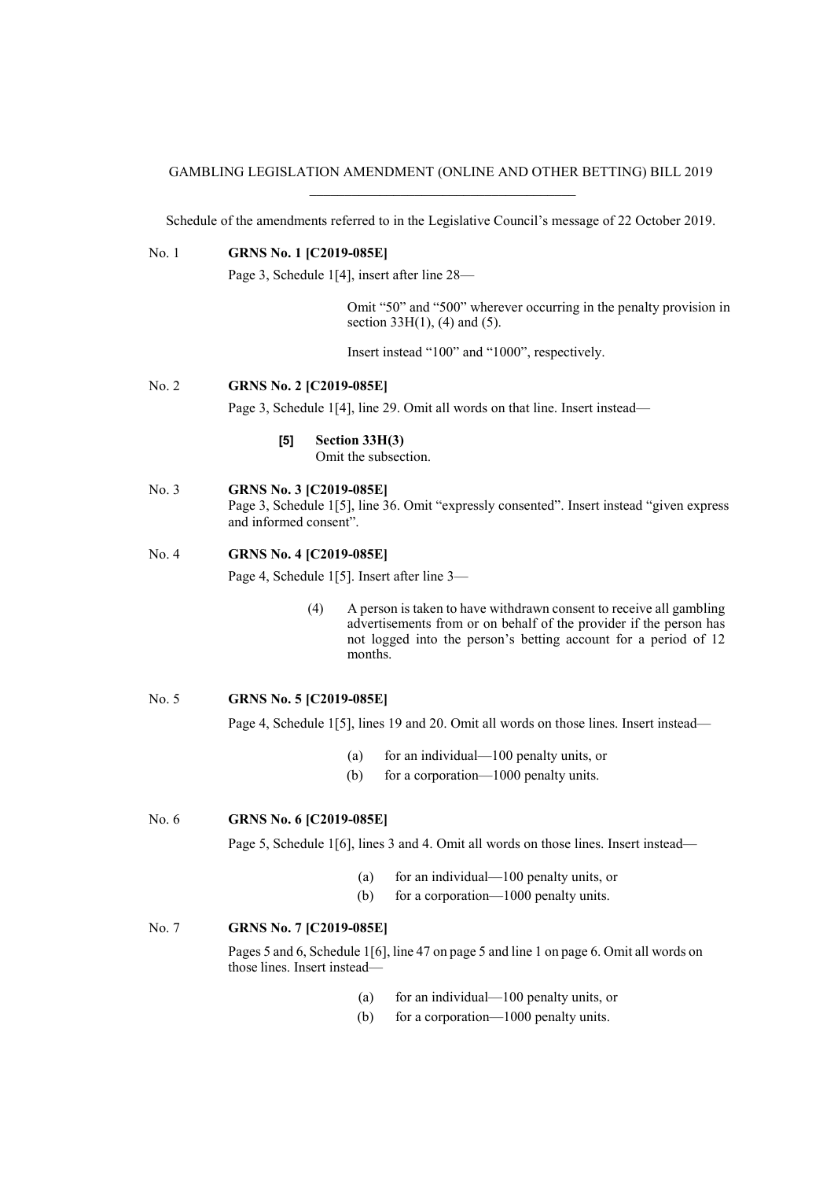GAMBLING LEGISLATION AMENDMENT (ONLINE AND OTHER BETTING) BILL 2019

---

Schedule of the amendments referred to in the Legislative Council's message of 22 October 2019.

No. 1 **GRNS No. 1 [C2019-085E]**

Page 3, Schedule 1[4], insert after line 28—

> Omit "50" and "500" wherever occurring in the penalty provision in section 33H(1), (4) and (5).
>
> Insert instead "100" and "1000", respectively.

No. 2 **GRNS No. 2 [C2019-085E]**

Page 3, Schedule 1[4], line 29. Omit all words on that line. Insert instead—

> **[5] Section 33H(3)**
> Omit the subsection.

No. 3 **GRNS No. 3 [C2019-085E]**

Page 3, Schedule 1[5], line 36. Omit "expressly consented". Insert instead "given express and informed consent".

No. 4 **GRNS No. 4 [C2019-085E]**

Page 4, Schedule 1[5]. Insert after line 3—

> (4) A person is taken to have withdrawn consent to receive all gambling advertisements from or on behalf of the provider if the person has not logged into the person's betting account for a period of 12 months.

No. 5 **GRNS No. 5 [C2019-085E]**

Page 4, Schedule 1[5], lines 19 and 20. Omit all words on those lines. Insert instead—

> (a) for an individual—100 penalty units, or
> (b) for a corporation—1000 penalty units.

No. 6 **GRNS No. 6 [C2019-085E]**

Page 5, Schedule 1[6], lines 3 and 4. Omit all words on those lines. Insert instead—

> (a) for an individual—100 penalty units, or
> (b) for a corporation—1000 penalty units.

No. 7 **GRNS No. 7 [C2019-085E]**

Pages 5 and 6, Schedule 1[6], line 47 on page 5 and line 1 on page 6. Omit all words on those lines. Insert instead—

> (a) for an individual—100 penalty units, or
> (b) for a corporation—1000 penalty units.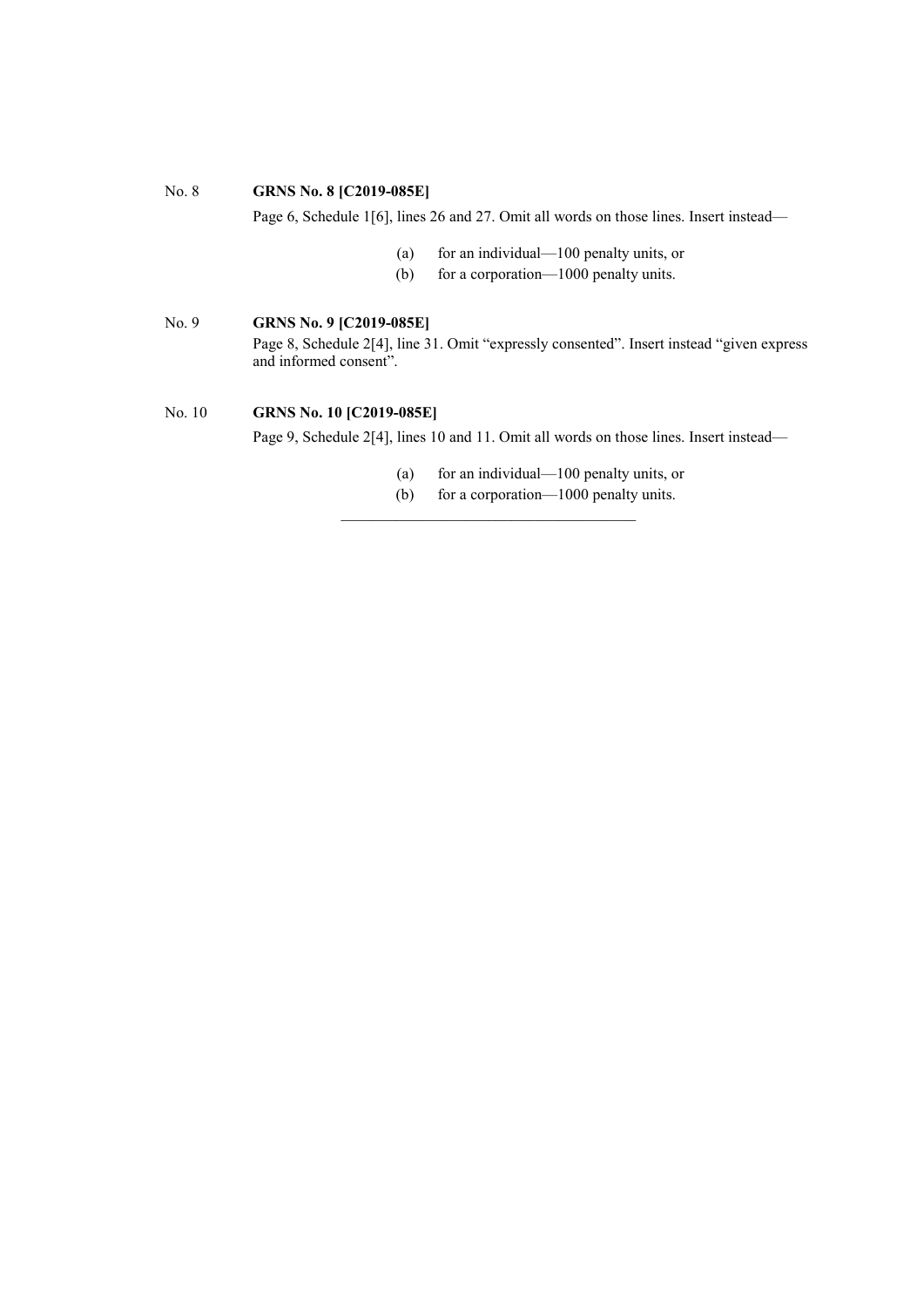No. 8 **GRNS No. 8 [C2019-085E]**

Page 6, Schedule 1[6], lines 26 and 27. Omit all words on those lines. Insert instead—

(a) for an individual—100 penalty units, or

(b) for a corporation—1000 penalty units.

No. 9 **GRNS No. 9 [C2019-085E]**

Page 8, Schedule 2[4], line 31. Omit "expressly consented". Insert instead "given express and informed consent".

No. 10 **GRNS No. 10 [C2019-085E]**

Page 9, Schedule 2[4], lines 10 and 11. Omit all words on those lines. Insert instead—

(a) for an individual—100 penalty units, or

(b) for a corporation—1000 penalty units.

---